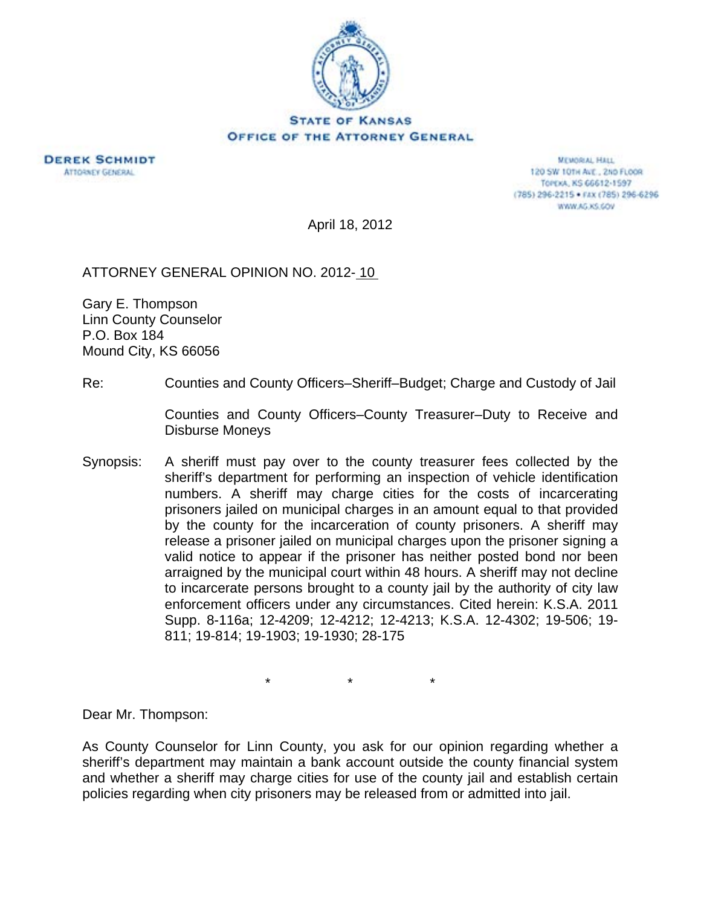**STATE OF KANSAS**
**OFFICE OF THE ATTORNEY GENERAL**

**DEREK SCHMIDT**
ATTORNEY GENERAL

MEMORIAL HALL
120 SW 10TH AVE., 2ND FLOOR
TOPEKA, KS 66612-1597
(785) 296-2215 • FAX (785) 296-6296
WWW.AG.KS.GOV

April 18, 2012

ATTORNEY GENERAL OPINION NO. 2012- 10

Gary E. Thompson
Linn County Counselor
P.O. Box 184
Mound City, KS 66056

Re: Counties and County Officers–Sheriff–Budget; Charge and Custody of Jail

Counties and County Officers–County Treasurer–Duty to Receive and Disburse Moneys

Synopsis: A sheriff must pay over to the county treasurer fees collected by the sheriff's department for performing an inspection of vehicle identification numbers. A sheriff may charge cities for the costs of incarcerating prisoners jailed on municipal charges in an amount equal to that provided by the county for the incarceration of county prisoners. A sheriff may release a prisoner jailed on municipal charges upon the prisoner signing a valid notice to appear if the prisoner has neither posted bond nor been arraigned by the municipal court within 48 hours. A sheriff may not decline to incarcerate persons brought to a county jail by the authority of city law enforcement officers under any circumstances. Cited herein: K.S.A. 2011 Supp. 8-116a; 12-4209; 12-4212; 12-4213; K.S.A. 12-4302; 19-506; 19-811; 19-814; 19-1903; 19-1930; 28-175

\* \* \*

Dear Mr. Thompson:

As County Counselor for Linn County, you ask for our opinion regarding whether a sheriff's department may maintain a bank account outside the county financial system and whether a sheriff may charge cities for use of the county jail and establish certain policies regarding when city prisoners may be released from or admitted into jail.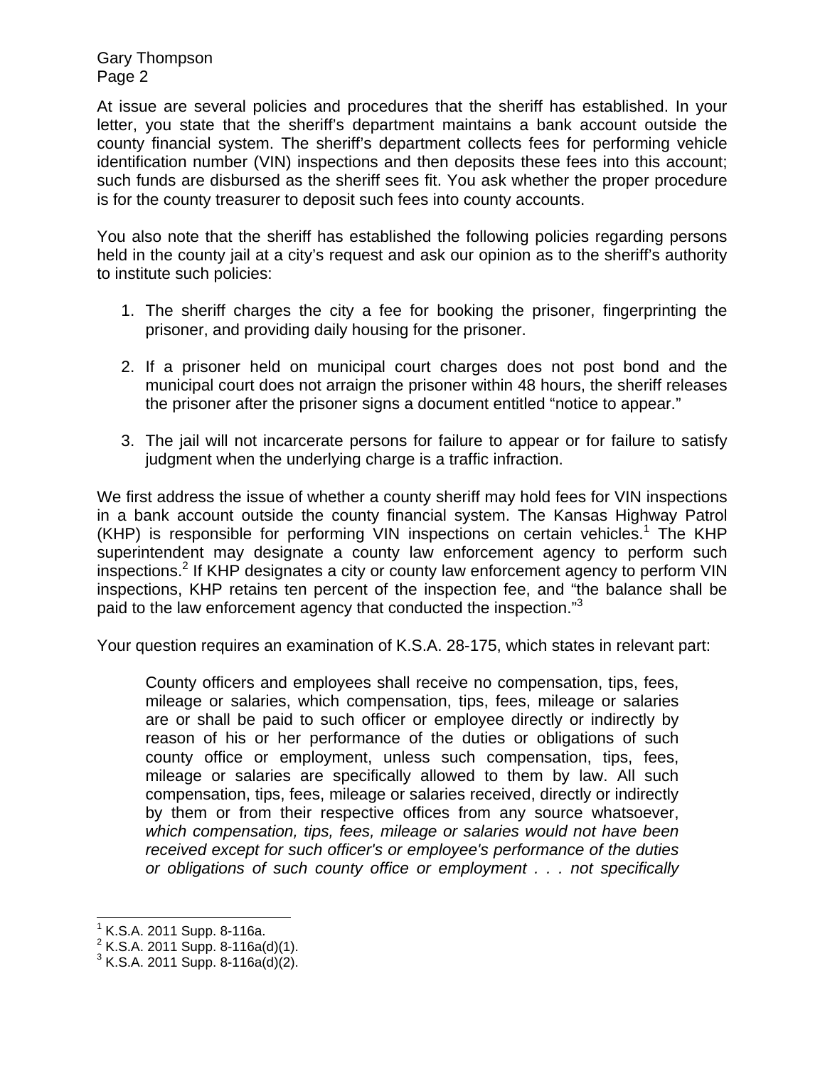At issue are several policies and procedures that the sheriff has established. In your letter, you state that the sheriff's department maintains a bank account outside the county financial system. The sheriff's department collects fees for performing vehicle identification number (VIN) inspections and then deposits these fees into this account; such funds are disbursed as the sheriff sees fit. You ask whether the proper procedure is for the county treasurer to deposit such fees into county accounts.

You also note that the sheriff has established the following policies regarding persons held in the county jail at a city's request and ask our opinion as to the sheriff's authority to institute such policies:

1. The sheriff charges the city a fee for booking the prisoner, fingerprinting the prisoner, and providing daily housing for the prisoner.

2. If a prisoner held on municipal court charges does not post bond and the municipal court does not arraign the prisoner within 48 hours, the sheriff releases the prisoner after the prisoner signs a document entitled "notice to appear."

3. The jail will not incarcerate persons for failure to appear or for failure to satisfy judgment when the underlying charge is a traffic infraction.

We first address the issue of whether a county sheriff may hold fees for VIN inspections in a bank account outside the county financial system. The Kansas Highway Patrol (KHP) is responsible for performing VIN inspections on certain vehicles.[1] The KHP superintendent may designate a county law enforcement agency to perform such inspections.[2] If KHP designates a city or county law enforcement agency to perform VIN inspections, KHP retains ten percent of the inspection fee, and "the balance shall be paid to the law enforcement agency that conducted the inspection."[3]

Your question requires an examination of K.S.A. 28-175, which states in relevant part:

> County officers and employees shall receive no compensation, tips, fees, mileage or salaries, which compensation, tips, fees, mileage or salaries are or shall be paid to such officer or employee directly or indirectly by reason of his or her performance of the duties or obligations of such county office or employment, unless such compensation, tips, fees, mileage or salaries are specifically allowed to them by law. All such compensation, tips, fees, mileage or salaries received, directly or indirectly by them or from their respective offices from any source whatsoever, *which compensation, tips, fees, mileage or salaries would not have been received except for such officer's or employee's performance of the duties or obligations of such county office or employment . . . not specifically*

---

[1] K.S.A. 2011 Supp. 8-116a.

[2] K.S.A. 2011 Supp. 8-116a(d)(1).

[3] K.S.A. 2011 Supp. 8-116a(d)(2).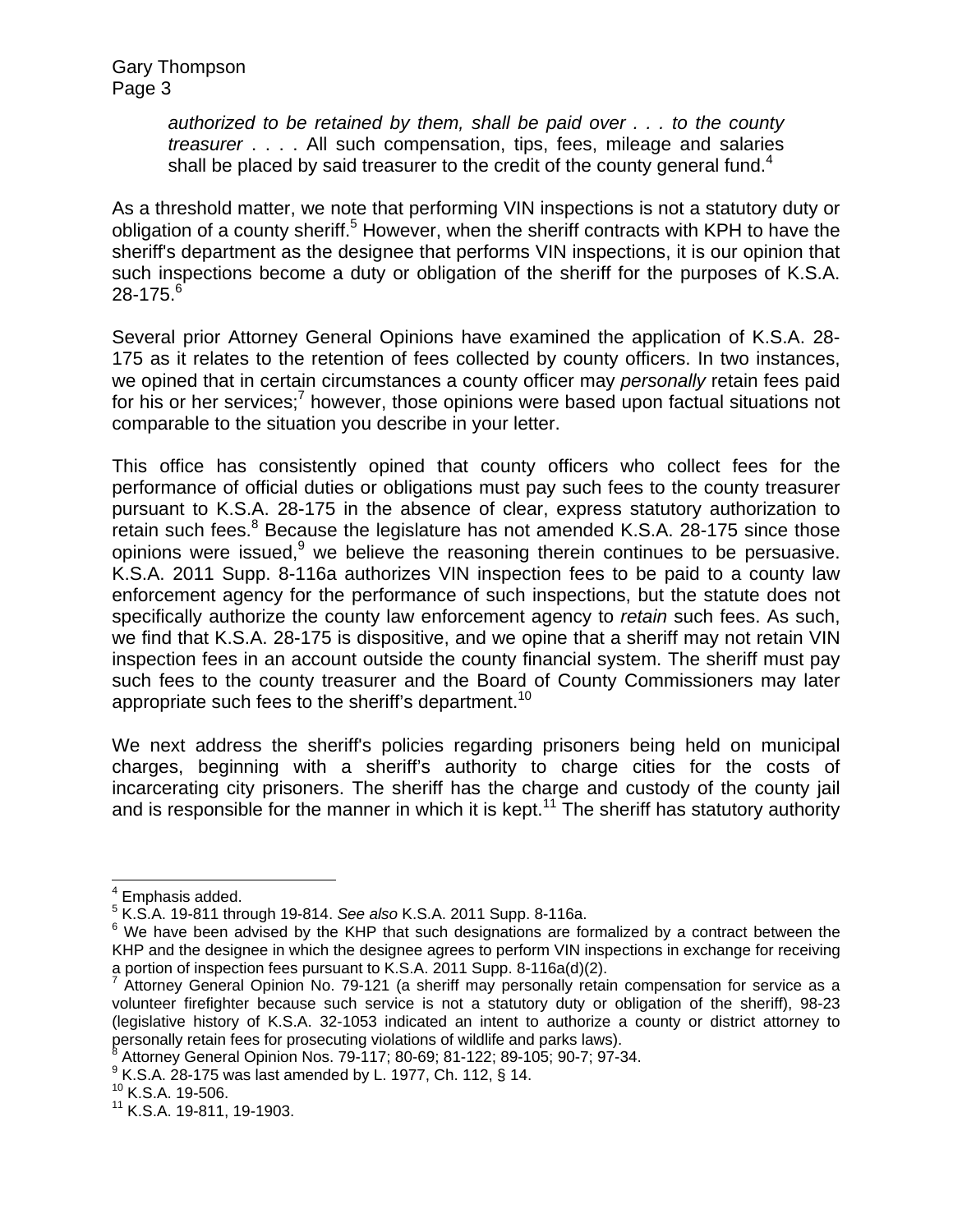> *authorized to be retained by them, shall be paid over . . . to the county treasurer* . . . . All such compensation, tips, fees, mileage and salaries shall be placed by said treasurer to the credit of the county general fund.[4]

As a threshold matter, we note that performing VIN inspections is not a statutory duty or obligation of a county sheriff.[5] However, when the sheriff contracts with KPH to have the sheriff's department as the designee that performs VIN inspections, it is our opinion that such inspections become a duty or obligation of the sheriff for the purposes of K.S.A. 28-175.[6]

Several prior Attorney General Opinions have examined the application of K.S.A. 28-175 as it relates to the retention of fees collected by county officers. In two instances, we opined that in certain circumstances a county officer may *personally* retain fees paid for his or her services;[7] however, those opinions were based upon factual situations not comparable to the situation you describe in your letter.

This office has consistently opined that county officers who collect fees for the performance of official duties or obligations must pay such fees to the county treasurer pursuant to K.S.A. 28-175 in the absence of clear, express statutory authorization to retain such fees.[8] Because the legislature has not amended K.S.A. 28-175 since those opinions were issued,[9] we believe the reasoning therein continues to be persuasive. K.S.A. 2011 Supp. 8-116a authorizes VIN inspection fees to be paid to a county law enforcement agency for the performance of such inspections, but the statute does not specifically authorize the county law enforcement agency to *retain* such fees. As such, we find that K.S.A. 28-175 is dispositive, and we opine that a sheriff may not retain VIN inspection fees in an account outside the county financial system. The sheriff must pay such fees to the county treasurer and the Board of County Commissioners may later appropriate such fees to the sheriff's department.[10]

We next address the sheriff's policies regarding prisoners being held on municipal charges, beginning with a sheriff's authority to charge cities for the costs of incarcerating city prisoners. The sheriff has the charge and custody of the county jail and is responsible for the manner in which it is kept.[11] The sheriff has statutory authority

---

[4] Emphasis added.

[5] K.S.A. 19-811 through 19-814. *See also* K.S.A. 2011 Supp. 8-116a.

[6] We have been advised by the KHP that such designations are formalized by a contract between the KHP and the designee in which the designee agrees to perform VIN inspections in exchange for receiving a portion of inspection fees pursuant to K.S.A. 2011 Supp. 8-116a(d)(2).

[7] Attorney General Opinion No. 79-121 (a sheriff may personally retain compensation for service as a volunteer firefighter because such service is not a statutory duty or obligation of the sheriff), 98-23 (legislative history of K.S.A. 32-1053 indicated an intent to authorize a county or district attorney to personally retain fees for prosecuting violations of wildlife and parks laws).

[8] Attorney General Opinion Nos. 79-117; 80-69; 81-122; 89-105; 90-7; 97-34.

[9] K.S.A. 28-175 was last amended by L. 1977, Ch. 112, § 14.

[10] K.S.A. 19-506.

[11] K.S.A. 19-811, 19-1903.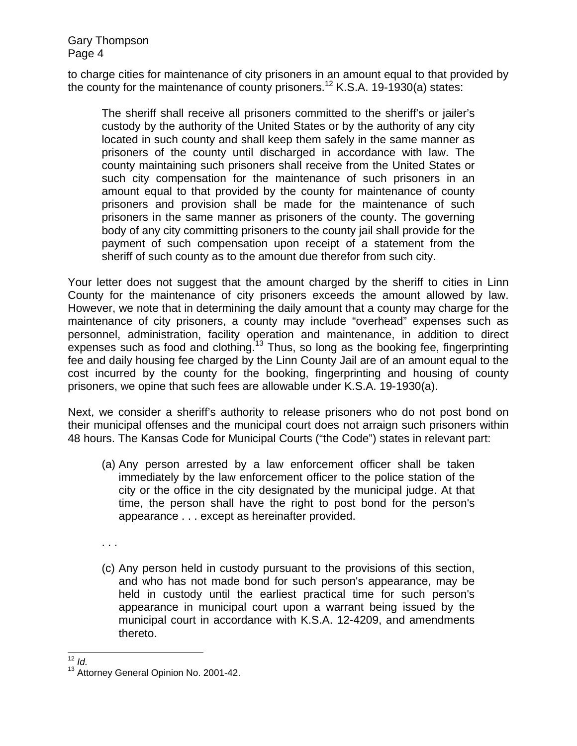to charge cities for maintenance of city prisoners in an amount equal to that provided by the county for the maintenance of county prisoners.[12] K.S.A. 19-1930(a) states:

> The sheriff shall receive all prisoners committed to the sheriff's or jailer's custody by the authority of the United States or by the authority of any city located in such county and shall keep them safely in the same manner as prisoners of the county until discharged in accordance with law. The county maintaining such prisoners shall receive from the United States or such city compensation for the maintenance of such prisoners in an amount equal to that provided by the county for maintenance of county prisoners and provision shall be made for the maintenance of such prisoners in the same manner as prisoners of the county. The governing body of any city committing prisoners to the county jail shall provide for the payment of such compensation upon receipt of a statement from the sheriff of such county as to the amount due therefor from such city.

Your letter does not suggest that the amount charged by the sheriff to cities in Linn County for the maintenance of city prisoners exceeds the amount allowed by law. However, we note that in determining the daily amount that a county may charge for the maintenance of city prisoners, a county may include "overhead" expenses such as personnel, administration, facility operation and maintenance, in addition to direct expenses such as food and clothing.[13] Thus, so long as the booking fee, fingerprinting fee and daily housing fee charged by the Linn County Jail are of an amount equal to the cost incurred by the county for the booking, fingerprinting and housing of county prisoners, we opine that such fees are allowable under K.S.A. 19-1930(a).

Next, we consider a sheriff's authority to release prisoners who do not post bond on their municipal offenses and the municipal court does not arraign such prisoners within 48 hours. The Kansas Code for Municipal Courts ("the Code") states in relevant part:

> (a) Any person arrested by a law enforcement officer shall be taken immediately by the law enforcement officer to the police station of the city or the office in the city designated by the municipal judge. At that time, the person shall have the right to post bond for the person's appearance . . . except as hereinafter provided.
>
> . . .
>
> (c) Any person held in custody pursuant to the provisions of this section, and who has not made bond for such person's appearance, may be held in custody until the earliest practical time for such person's appearance in municipal court upon a warrant being issued by the municipal court in accordance with K.S.A. 12-4209, and amendments thereto.

---

[12] *Id.*

[13] Attorney General Opinion No. 2001-42.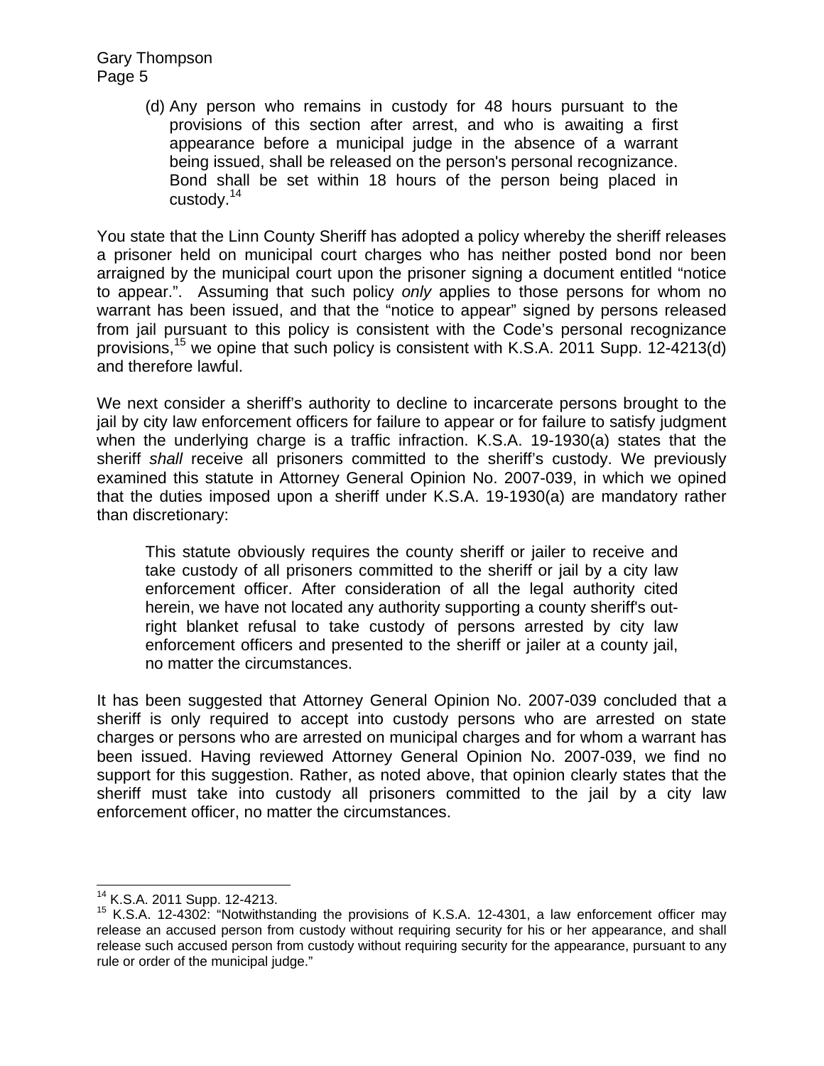> (d) Any person who remains in custody for 48 hours pursuant to the provisions of this section after arrest, and who is awaiting a first appearance before a municipal judge in the absence of a warrant being issued, shall be released on the person's personal recognizance. Bond shall be set within 18 hours of the person being placed in custody.[14]

You state that the Linn County Sheriff has adopted a policy whereby the sheriff releases a prisoner held on municipal court charges who has neither posted bond nor been arraigned by the municipal court upon the prisoner signing a document entitled "notice to appear.". Assuming that such policy *only* applies to those persons for whom no warrant has been issued, and that the "notice to appear" signed by persons released from jail pursuant to this policy is consistent with the Code's personal recognizance provisions,[15] we opine that such policy is consistent with K.S.A. 2011 Supp. 12-4213(d) and therefore lawful.

We next consider a sheriff's authority to decline to incarcerate persons brought to the jail by city law enforcement officers for failure to appear or for failure to satisfy judgment when the underlying charge is a traffic infraction. K.S.A. 19-1930(a) states that the sheriff *shall* receive all prisoners committed to the sheriff's custody. We previously examined this statute in Attorney General Opinion No. 2007-039, in which we opined that the duties imposed upon a sheriff under K.S.A. 19-1930(a) are mandatory rather than discretionary:

> This statute obviously requires the county sheriff or jailer to receive and take custody of all prisoners committed to the sheriff or jail by a city law enforcement officer. After consideration of all the legal authority cited herein, we have not located any authority supporting a county sheriff's out-right blanket refusal to take custody of persons arrested by city law enforcement officers and presented to the sheriff or jailer at a county jail, no matter the circumstances.

It has been suggested that Attorney General Opinion No. 2007-039 concluded that a sheriff is only required to accept into custody persons who are arrested on state charges or persons who are arrested on municipal charges and for whom a warrant has been issued. Having reviewed Attorney General Opinion No. 2007-039, we find no support for this suggestion. Rather, as noted above, that opinion clearly states that the sheriff must take into custody all prisoners committed to the jail by a city law enforcement officer, no matter the circumstances.

---

[14] K.S.A. 2011 Supp. 12-4213.

[15] K.S.A. 12-4302: "Notwithstanding the provisions of K.S.A. 12-4301, a law enforcement officer may release an accused person from custody without requiring security for his or her appearance, and shall release such accused person from custody without requiring security for the appearance, pursuant to any rule or order of the municipal judge."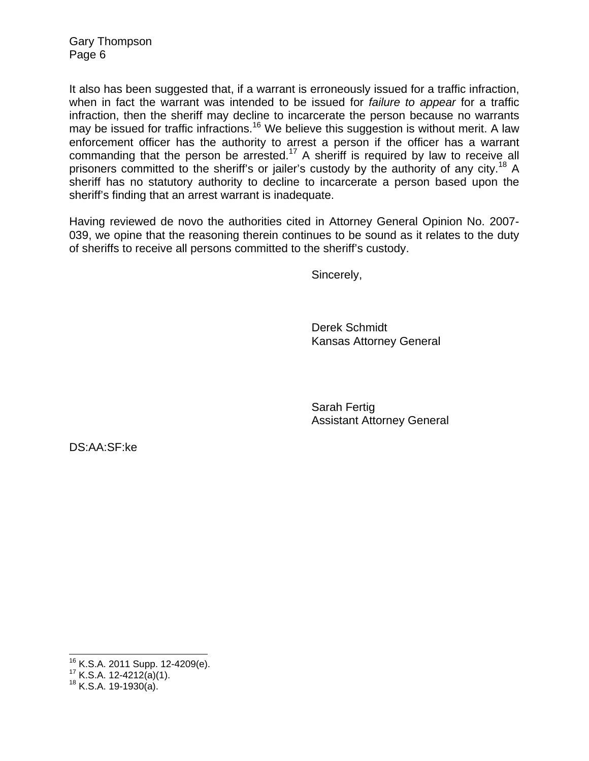It also has been suggested that, if a warrant is erroneously issued for a traffic infraction, when in fact the warrant was intended to be issued for *failure to appear* for a traffic infraction, then the sheriff may decline to incarcerate the person because no warrants may be issued for traffic infractions.[16] We believe this suggestion is without merit. A law enforcement officer has the authority to arrest a person if the officer has a warrant commanding that the person be arrested.[17] A sheriff is required by law to receive all prisoners committed to the sheriff's or jailer's custody by the authority of any city.[18] A sheriff has no statutory authority to decline to incarcerate a person based upon the sheriff's finding that an arrest warrant is inadequate.

Having reviewed de novo the authorities cited in Attorney General Opinion No. 2007-039, we opine that the reasoning therein continues to be sound as it relates to the duty of sheriffs to receive all persons committed to the sheriff's custody.

Sincerely,

Derek Schmidt
Kansas Attorney General

Sarah Fertig
Assistant Attorney General

DS:AA:SF:ke

---

[16] K.S.A. 2011 Supp. 12-4209(e).

[17] K.S.A. 12-4212(a)(1).

[18] K.S.A. 19-1930(a).